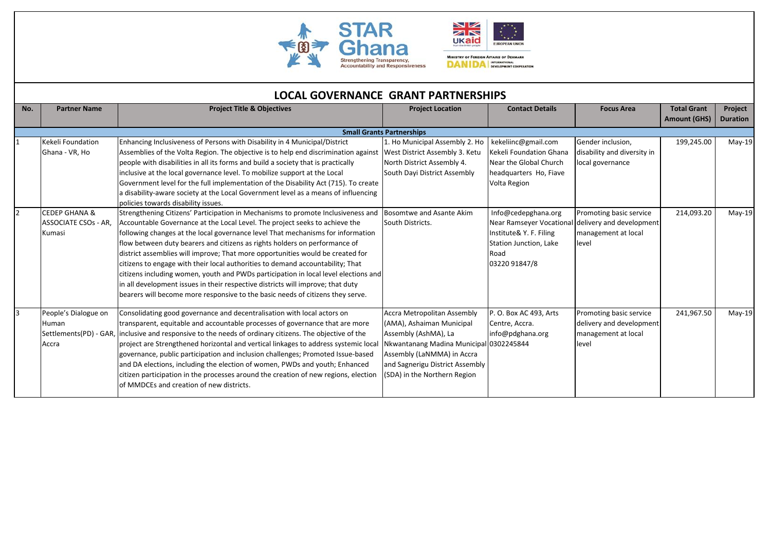## LOCAL GOVERNANCE GRANT PARTNERSHIPS

| No. | Partner Name | Project Title & Objectives | Project Location | Contact Details | Focus Area | Total Grant Amount (GHS) | Project Duration |
|---|---|---|---|---|---|---|---|
| **Small Grants Partnerships** | | | | | | | |
| 1 | Kekeli Foundation Ghana - VR, Ho | Enhancing Inclusiveness of Persons with Disability in 4 Municipal/District Assemblies of the Volta Region. The objective is to help end discrimination against people with disabilities in all its forms and build a society that is practically inclusive at the local governance level. To mobilize support at the Local Government level for the full implementation of the Disability Act (715). To create a disability-aware society at the Local Government level as a means of influencing policies towards disability issues. | 1. Ho Municipal Assembly 2. Ho West District Assembly 3. Ketu North District Assembly 4. South Dayi District Assembly | kekeliinc@gmail.com Kekeli Foundation Ghana Near the Global Church headquarters Ho, Fiave Volta Region | Gender inclusion, disability and diversity in local governance | 199,245.00 | May-19 |
| 2 | CEDEP GHANA & ASSOCIATE CSOs - AR, Kumasi | Strengthening Citizens' Participation in Mechanisms to promote Inclusiveness and Accountable Governance at the Local Level. The project seeks to achieve the following changes at the local governance level That mechanisms for information flow between duty bearers and citizens as rights holders on performance of district assemblies will improve; That more opportunities would be created for citizens to engage with their local authorities to demand accountability; That citizens including women, youth and PWDs participation in local level elections and in all development issues in their respective districts will improve; that duty bearers will become more responsive to the basic needs of citizens they serve. | Bosomtwe and Asante Akim South Districts. | Info@cedepghana.org Near Ramseyer Vocational Institute& Y. F. Filing Station Junction, Lake Road 03220 91847/8 | Promoting basic service delivery and development management at local level | 214,093.20 | May-19 |
| 3 | People's Dialogue on Human Settlements(PD) - GAR, Accra | Consolidating good governance and decentralisation with local actors on transparent, equitable and accountable processes of governance that are more inclusive and responsive to the needs of ordinary citizens. The objective of the project are Strengthened horizontal and vertical linkages to address systemic local governance, public participation and inclusion challenges; Promoted Issue-based and DA elections, including the election of women, PWDs and youth; Enhanced citizen participation in the processes around the creation of new regions, election of MMDCEs and creation of new districts. | Accra Metropolitan Assembly (AMA), Ashaiman Municipal Assembly (AshMA), La Nkwantanang Madina Municipal Assembly (LaNMMA) in Accra and Sagnerigu District Assembly (SDA) in the Northern Region | P. O. Box AC 493, Arts Centre, Accra. info@pdghana.org 0302245844 | Promoting basic service delivery and development management at local level | 241,967.50 | May-19 |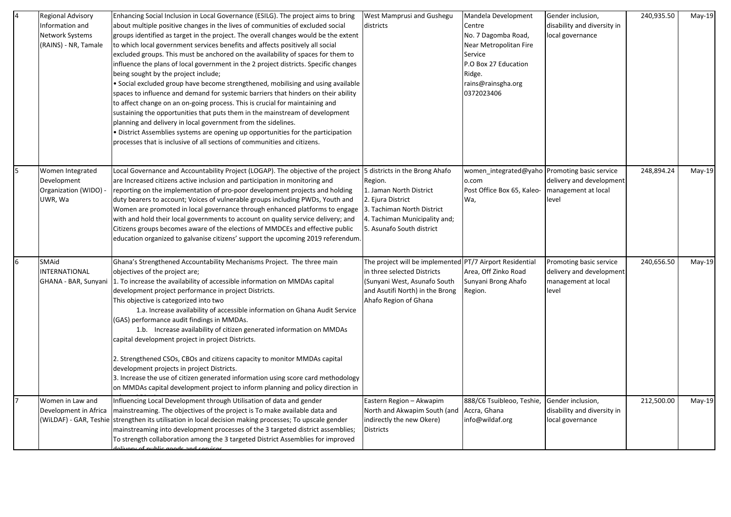| 4 | Regional Advisory Information and Network Systems (RAINS) - NR, Tamale | Enhancing Social Inclusion in Local Governance (ESILG). The project aims to bring about multiple positive changes in the lives of communities of excluded social groups identified as target in the project. The overall changes would be the extent to which local government services benefits and affects positively all social excluded groups. This must be anchored on the availability of spaces for them to influence the plans of local government in the 2 project districts. Specific changes being sought by the project include;<br>• Social excluded group have become strengthened, mobilising and using available spaces to influence and demand for systemic barriers that hinders on their ability to affect change on an on-going process. This is crucial for maintaining and sustaining the opportunities that puts them in the mainstream of development planning and delivery in local government from the sidelines.<br>• District Assemblies systems are opening up opportunities for the participation processes that is inclusive of all sections of communities and citizens. | West Mamprusi and Gushegu districts | Mandela Development Centre<br>No. 7 Dagomba Road, Near Metropolitan Fire Service<br>P.O Box 27 Education Ridge.<br>rains@rainsgha.org<br>0372023406 | Gender inclusion, disability and diversity in local governance | 240,935.50 | May-19 |
|---|---|---|---|---|---|---|---|
| 5 | Women Integrated Development Organization (WIDO) - UWR, Wa | Local Governance and Accountability Project (LOGAP). The objective of the project are Increased citizens active inclusion and participation in monitoring and reporting on the implementation of pro-poor development projects and holding duty bearers to account; Voices of vulnerable groups including PWDs, Youth and Women are promoted in local governance through enhanced platforms to engage with and hold their local governments to account on quality service delivery; and Citizens groups becomes aware of the elections of MMDCEs and effective public education organized to galvanise citizens' support the upcoming 2019 referendum. | 5 districts in the Brong Ahafo Region.<br>1. Jaman North District<br>2. Ejura District<br>3. Tachiman North District<br>4. Tachiman Municipality and;<br>5. Asunafo South district | women_integrated@yahoo.com<br>Post Office Box 65, Kaleo-Wa, | Promoting basic service delivery and development management at local level | 248,894.24 | May-19 |
| 6 | SMAid INTERNATIONAL GHANA - BAR, Sunyani | Ghana's Strengthened Accountability Mechanisms Project. The three main objectives of the project are;<br>1. To increase the availability of accessible information on MMDAs capital development project performance in project Districts.<br>This objective is categorized into two<br>1.a. Increase availability of accessible information on Ghana Audit Service (GAS) performance audit findings in MMDAs.<br>1.b. Increase availability of citizen generated information on MMDAs capital development project in project Districts.<br><br>2. Strengthened CSOs, CBOs and citizens capacity to monitor MMDAs capital development projects in project Districts.<br>3. Increase the use of citizen generated information using score card methodology on MMDAs capital development project to inform planning and policy direction in | The project will be implemented in three selected Districts (Sunyani West, Asunafo South and Asutifi North) in the Brong Ahafo Region of Ghana | PT/7 Airport Residential Area, Off Zinko Road Sunyani Brong Ahafo Region. | Promoting basic service delivery and development management at local level | 240,656.50 | May-19 |
| 7 | Women in Law and Development in Africa (WiLDAF) - GAR, Teshie | Influencing Local Development through Utilisation of data and gender mainstreaming. The objectives of the project is To make available data and strengthen its utilisation in local decision making processes; To upscale gender mainstreaming into development processes of the 3 targeted district assemblies; To strength collaboration among the 3 targeted District Assemblies for improved delivery of public goods and services | Eastern Region – Akwapim North and Akwapim South (and indirectly the new Okere) Districts | 888/C6 Tsuibleoo, Teshie, Accra, Ghana<br>info@wildaf.org | Gender inclusion, disability and diversity in local governance | 212,500.00 | May-19 |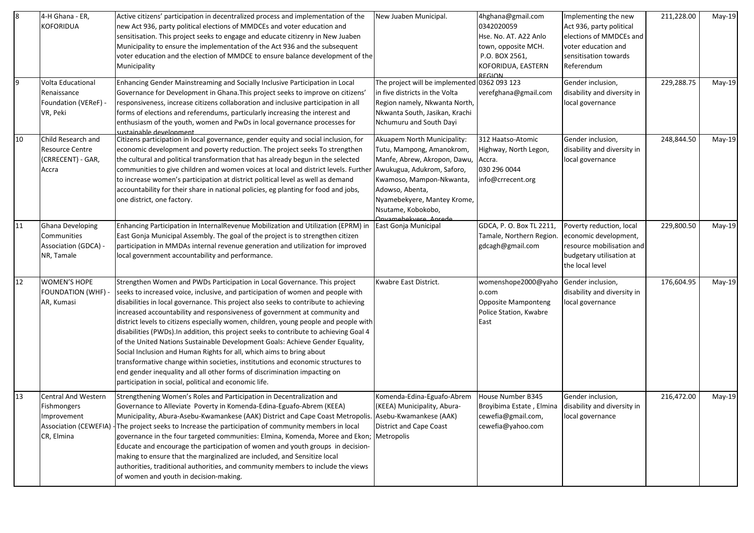| 8 | 4-H Ghana - ER, KOFORIDUA | Active citizens' participation in decentralized process and implementation of the new Act 936, party political elections of MMDCEs and voter education and sensitisation. This project seeks to engage and educate citizenry in New Juaben Municipality to ensure the implementation of the Act 936 and the subsequent voter education and the election of MMDCE to ensure balance development of the Municipality | New Juaben Municipal. | 4hghana@gmail.com 0342020059 Hse. No. AT. A22 Anlo town, opposite MCH. P.O. BOX 2561, KOFORIDUA, EASTERN REGION | Implementing the new Act 936, party political elections of MMDCEs and voter education and sensitisation towards Referendum | 211,228.00 | May-19 |
|---|---|---|---|---|---|---|---|
| 9 | Volta Educational Renaissance Foundation (VEReF) - VR, Peki | Enhancing Gender Mainstreaming and Socially Inclusive Participation in Local Governance for Development in Ghana.This project seeks to improve on citizens' responsiveness, increase citizens collaboration and inclusive participation in all forms of elections and referendums, particularly increasing the interest and enthusiasm of the youth, women and PwDs in local governance processes for sustainable development | The project will be implemented in five districts in the Volta Region namely, Nkwanta North, Nkwanta South, Jasikan, Krachi Nchumuru and South Dayi | 0362 093 123 verefghana@gmail.com | Gender inclusion, disability and diversity in local governance | 229,288.75 | May-19 |
| 10 | Child Research and Resource Centre (CRRECENT) - GAR, Accra | Citizens participation in local governance, gender equity and social inclusion, for economic development and poverty reduction. The project seeks To strengthen the cultural and political transformation that has already begun in the selected communities to give children and women voices at local and district levels. Further to increase women's participation at district political level as well as demand accountability for their share in national policies, eg planting for food and jobs, one district, one factory. | Akuapem North Municipality: Tutu, Mampong, Amanokrom, Manfe, Abrew, Akropon, Dawu, Awukugua, Adukrom, Saforo, Kwamoso, Mampon-Nkwanta, Adowso, Abenta, Nyamebekyere, Mantey Krome, Nsutame, Kobokobo, Onyamebekyere, Aprede | 312 Haatso-Atomic Highway, North Legon, Accra. 030 296 0044 info@crrecent.org | Gender inclusion, disability and diversity in local governance | 248,844.50 | May-19 |
| 11 | Ghana Developing Communities Association (GDCA) - NR, Tamale | Enhancing Participation in InternalRevenue Mobilization and Utilization (EPRM) in East Gonja Municipal Assembly. The goal of the project is to strengthen citizen participation in MMDAs internal revenue generation and utilization for improved local government accountability and performance. | East Gonja Municipal | GDCA, P. O. Box TL 2211, Tamale, Northern Region. gdcagh@gmail.com | Poverty reduction, local economic development, resource mobilisation and budgetary utilisation at the local level | 229,800.50 | May-19 |
| 12 | WOMEN'S HOPE FOUNDATION (WHF) - AR, Kumasi | Strengthen Women and PWDs Participation in Local Governance. This project seeks to increased voice, inclusive, and participation of women and people with disabilities in local governance. This project also seeks to contribute to achieving increased accountability and responsiveness of government at community and district levels to citizens especially women, children, young people and people with disabilities (PWDs).In addition, this project seeks to contribute to achieving Goal 4 of the United Nations Sustainable Development Goals: Achieve Gender Equality, Social Inclusion and Human Rights for all, which aims to bring about transformative change within societies, institutions and economic structures to end gender inequality and all other forms of discrimination impacting on participation in social, political and economic life. | Kwabre East District. | womenshope2000@yahoo.com Opposite Mamponteng Police Station, Kwabre East | Gender inclusion, disability and diversity in local governance | 176,604.95 | May-19 |
| 13 | Central And Western Fishmongers Improvement Association (CEWEFIA) - CR, Elmina | Strengthening Women's Roles and Participation in Decentralization and Governance to Alleviate Poverty in Komenda-Edina-Eguafo-Abrem (KEEA) Municipality, Abura-Asebu-Kwamankese (AAK) District and Cape Coast Metropolis. The project seeks to Increase the participation of community members in local governance in the four targeted communities: Elmina, Komenda, Moree and Ekon; Educate and encourage the participation of women and youth groups in decision-making to ensure that the marginalized are included, and Sensitize local authorities, traditional authorities, and community members to include the views of women and youth in decision-making. | Komenda-Edina-Eguafo-Abrem (KEEA) Municipality, Abura-Asebu-Kwamankese (AAK) District and Cape Coast Metropolis | House Number B345 Broyibima Estate , Elmina cewefia@gmail.com, cewefia@yahoo.com | Gender inclusion, disability and diversity in local governance | 216,472.00 | May-19 |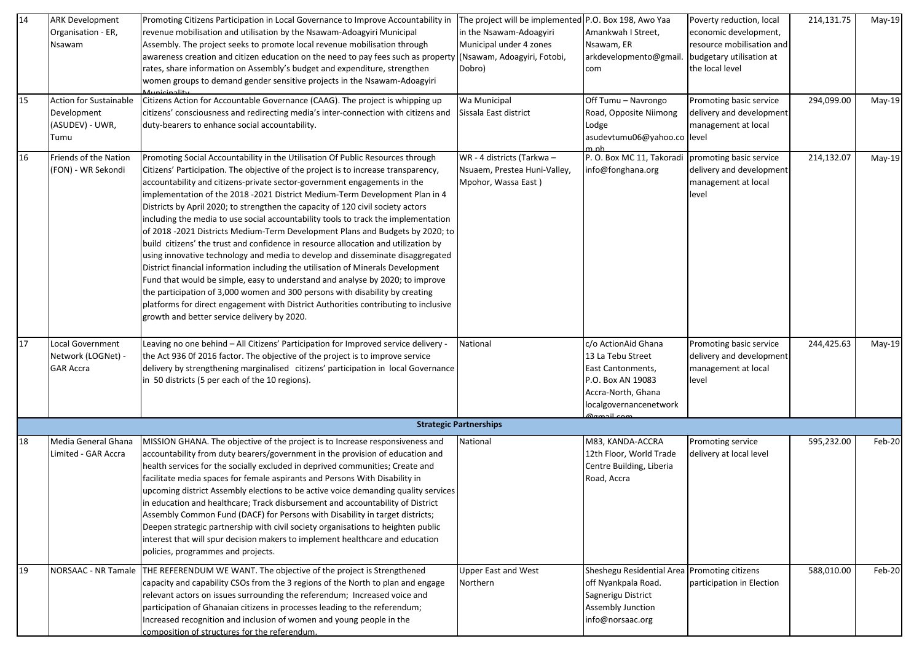| 14 | ARK Development Organisation - ER, Nsawam | Promoting Citizens Participation in Local Governance to Improve Accountability in revenue mobilisation and utilisation by the Nsawam-Adoagyiri Municipal Assembly. The project seeks to promote local revenue mobilisation through awareness creation and citizen education on the need to pay fees such as property rates, share information on Assembly's budget and expenditure, strengthen women groups to demand gender sensitive projects in the Nsawam-Adoagyiri Municipality | The project will be implemented in the Nsawam-Adoagyiri Municipal under 4 zones (Nsawam, Adoagyiri, Fotobi, Dobro) | P.O. Box 198, Awo Yaa Amankwah I Street, Nsawam, ER arkdevelopmento@gmail.com | Poverty reduction, local economic development, resource mobilisation and budgetary utilisation at the local level | 214,131.75 | May-19 |
|---|---|---|---|---|---|---|---|
| 15 | Action for Sustainable Development (ASUDEV) - UWR, Tumu | Citizens Action for Accountable Governance (CAAG). The project is whipping up citizens' consciousness and redirecting media's inter-connection with citizens and duty-bearers to enhance social accountability. | Wa Municipal Sissala East district | Off Tumu – Navrongo Road, Opposite Niimong Lodge asudevtumu06@yahoo.com.ph | Promoting basic service delivery and development management at local level | 294,099.00 | May-19 |
| 16 | Friends of the Nation (FON) - WR Sekondi | Promoting Social Accountability in the Utilisation Of Public Resources through Citizens' Participation. The objective of the project is to increase transparency, accountability and citizens-private sector-government engagements in the implementation of the 2018 -2021 District Medium-Term Development Plan in 4 Districts by April 2020; to strengthen the capacity of 120 civil society actors including the media to use social accountability tools to track the implementation of 2018 -2021 Districts Medium-Term Development Plans and Budgets by 2020; to build citizens' the trust and confidence in resource allocation and utilization by using innovative technology and media to develop and disseminate disaggregated District financial information including the utilisation of Minerals Development Fund that would be simple, easy to understand and analyse by 2020; to improve the participation of 3,000 women and 300 persons with disability by creating platforms for direct engagement with District Authorities contributing to inclusive growth and better service delivery by 2020. | WR - 4 districts (Tarkwa – Nsuaem, Prestea Huni-Valley, Mpohor, Wassa East ) | P. O. Box MC 11, Takoradi info@fonghana.org | promoting basic service delivery and development management at local level | 214,132.07 | May-19 |
| 17 | Local Government Network (LOGNet) - GAR Accra | Leaving no one behind – All Citizens' Participation for Improved service delivery - the Act 936 0f 2016 factor. The objective of the project is to improve service delivery by strengthening marginalised citizens' participation in local Governance in 50 districts (5 per each of the 10 regions). | National | c/o ActionAid Ghana 13 La Tebu Street East Cantonments, P.O. Box AN 19083 Accra-North, Ghana localgovernancenetwork@gmail.com | Promoting basic service delivery and development management at local level | 244,425.63 | May-19 |
| | | **Strategic Partnerships** | | | | | |
| 18 | Media General Ghana Limited - GAR Accra | MISSION GHANA. The objective of the project is to Increase responsiveness and accountability from duty bearers/government in the provision of education and health services for the socially excluded in deprived communities; Create and facilitate media spaces for female aspirants and Persons With Disability in upcoming district Assembly elections to be active voice demanding quality services in education and healthcare; Track disbursement and accountability of District Assembly Common Fund (DACF) for Persons with Disability in target districts; Deepen strategic partnership with civil society organisations to heighten public interest that will spur decision makers to implement healthcare and education policies, programmes and projects. | National | M83, KANDA-ACCRA 12th Floor, World Trade Centre Building, Liberia Road, Accra | Promoting service delivery at local level | 595,232.00 | Feb-20 |
| 19 | NORSAAC - NR Tamale | THE REFERENDUM WE WANT. The objective of the project is Strengthened capacity and capability CSOs from the 3 regions of the North to plan and engage relevant actors on issues surrounding the referendum; Increased voice and participation of Ghanaian citizens in processes leading to the referendum; Increased recognition and inclusion of women and young people in the composition of structures for the referendum. | Upper East and West Northern | Sheshegu Residential Area off Nyankpala Road. Sagnerigu District Assembly Junction info@norsaac.org | Promoting citizens participation in Election | 588,010.00 | Feb-20 |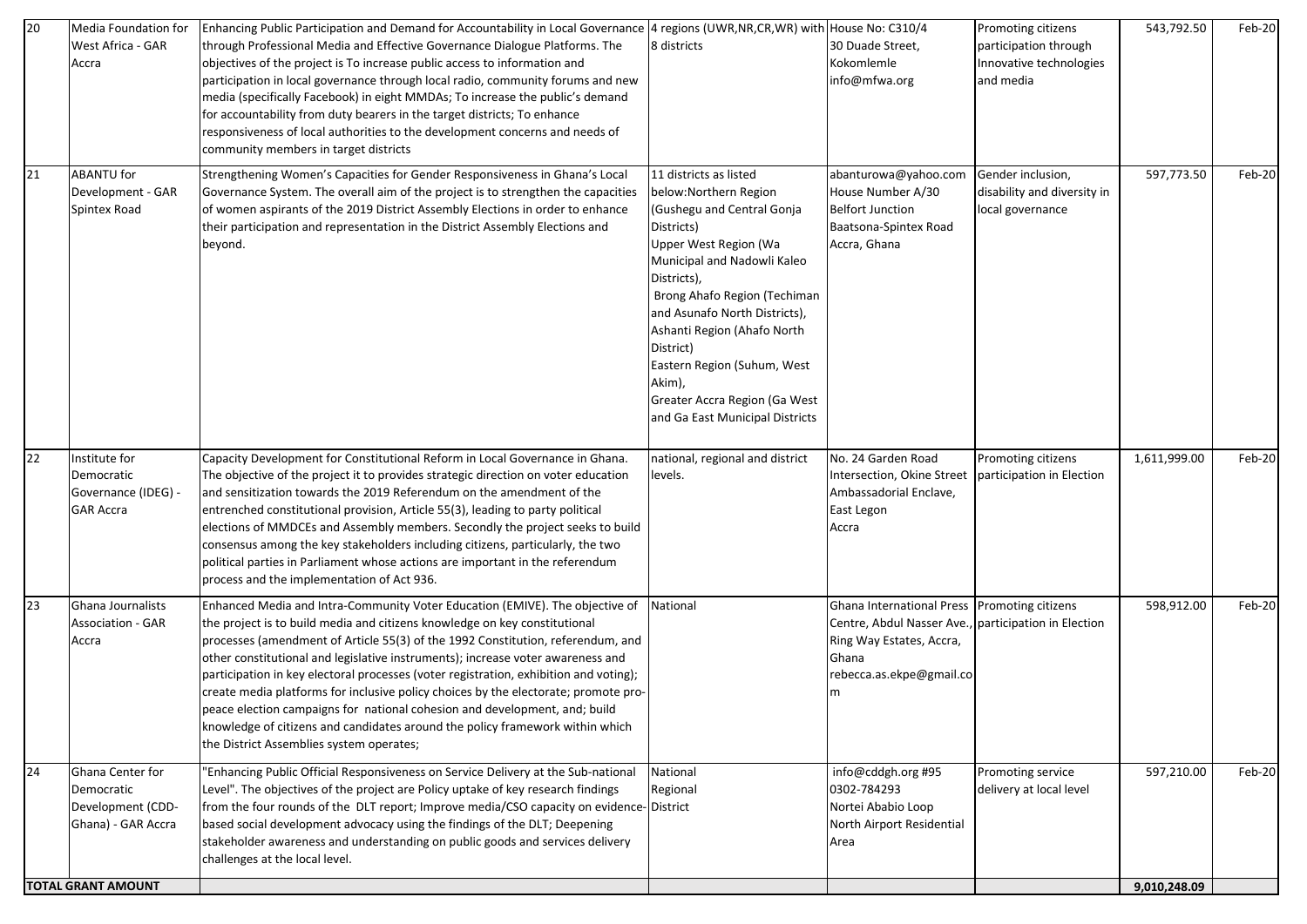| | | | | | | | |
|---|---|---|---|---|---|---|---|
| 20 | Media Foundation for West Africa - GAR Accra | Enhancing Public Participation and Demand for Accountability in Local Governance through Professional Media and Effective Governance Dialogue Platforms. The objectives of the project is To increase public access to information and participation in local governance through local radio, community forums and new media (specifically Facebook) in eight MMDAs; To increase the public's demand for accountability from duty bearers in the target districts; To enhance responsiveness of local authorities to the development concerns and needs of community members in target districts | 4 regions (UWR,NR,CR,WR) with 8 districts | House No: C310/4 30 Duade Street, Kokomlemle info@mfwa.org | Promoting citizens participation through Innovative technologies and media | 543,792.50 | Feb-20 |
| 21 | ABANTU for Development - GAR Spintex Road | Strengthening Women's Capacities for Gender Responsiveness in Ghana's Local Governance System. The overall aim of the project is to strengthen the capacities of women aspirants of the 2019 District Assembly Elections in order to enhance their participation and representation in the District Assembly Elections and beyond. | 11 districts as listed below:Northern Region (Gushegu and Central Gonja Districts) Upper West Region (Wa Municipal and Nadowli Kaleo Districts), Brong Ahafo Region (Techiman and Asunafo North Districts), Ashanti Region (Ahafo North District) Eastern Region (Suhum, West Akim), Greater Accra Region (Ga West and Ga East Municipal Districts | abanturowa@yahoo.com House Number A/30 Belfort Junction Baatsona-Spintex Road Accra, Ghana | Gender inclusion, disability and diversity in local governance | 597,773.50 | Feb-20 |
| 22 | Institute for Democratic Governance (IDEG) - GAR Accra | Capacity Development for Constitutional Reform in Local Governance in Ghana. The objective of the project it to provides strategic direction on voter education and sensitization towards the 2019 Referendum on the amendment of the entrenched constitutional provision, Article 55(3), leading to party political elections of MMDCEs and Assembly members. Secondly the project seeks to build consensus among the key stakeholders including citizens, particularly, the two political parties in Parliament whose actions are important in the referendum process and the implementation of Act 936. | national, regional and district levels. | No. 24 Garden Road Intersection, Okine Street Ambassadorial Enclave, East Legon Accra | Promoting citizens participation in Election | 1,611,999.00 | Feb-20 |
| 23 | Ghana Journalists Association - GAR Accra | Enhanced Media and Intra-Community Voter Education (EMIVE). The objective of the project is to build media and citizens knowledge on key constitutional processes (amendment of Article 55(3) of the 1992 Constitution, referendum, and other constitutional and legislative instruments); increase voter awareness and participation in key electoral processes (voter registration, exhibition and voting); create media platforms for inclusive policy choices by the electorate; promote pro-peace election campaigns for national cohesion and development, and; build knowledge of citizens and candidates around the policy framework within which the District Assemblies system operates; | National | Ghana International Press Centre, Abdul Nasser Ave., Ring Way Estates, Accra, Ghana rebecca.as.ekpe@gmail.com | Promoting citizens participation in Election | 598,912.00 | Feb-20 |
| 24 | Ghana Center for Democratic Development (CDD-Ghana) - GAR Accra | "Enhancing Public Official Responsiveness on Service Delivery at the Sub-national Level". The objectives of the project are Policy uptake of key research findings from the four rounds of the DLT report; Improve media/CSO capacity on evidence-based social development advocacy using the findings of the DLT; Deepening stakeholder awareness and understanding on public goods and services delivery challenges at the local level. | National Regional District | info@cddgh.org #95 0302-784293 Nortei Ababio Loop North Airport Residential Area | Promoting service delivery at local level | 597,210.00 | Feb-20 |
| **TOTAL GRANT AMOUNT** | | | | | | **9,010,248.09** | |